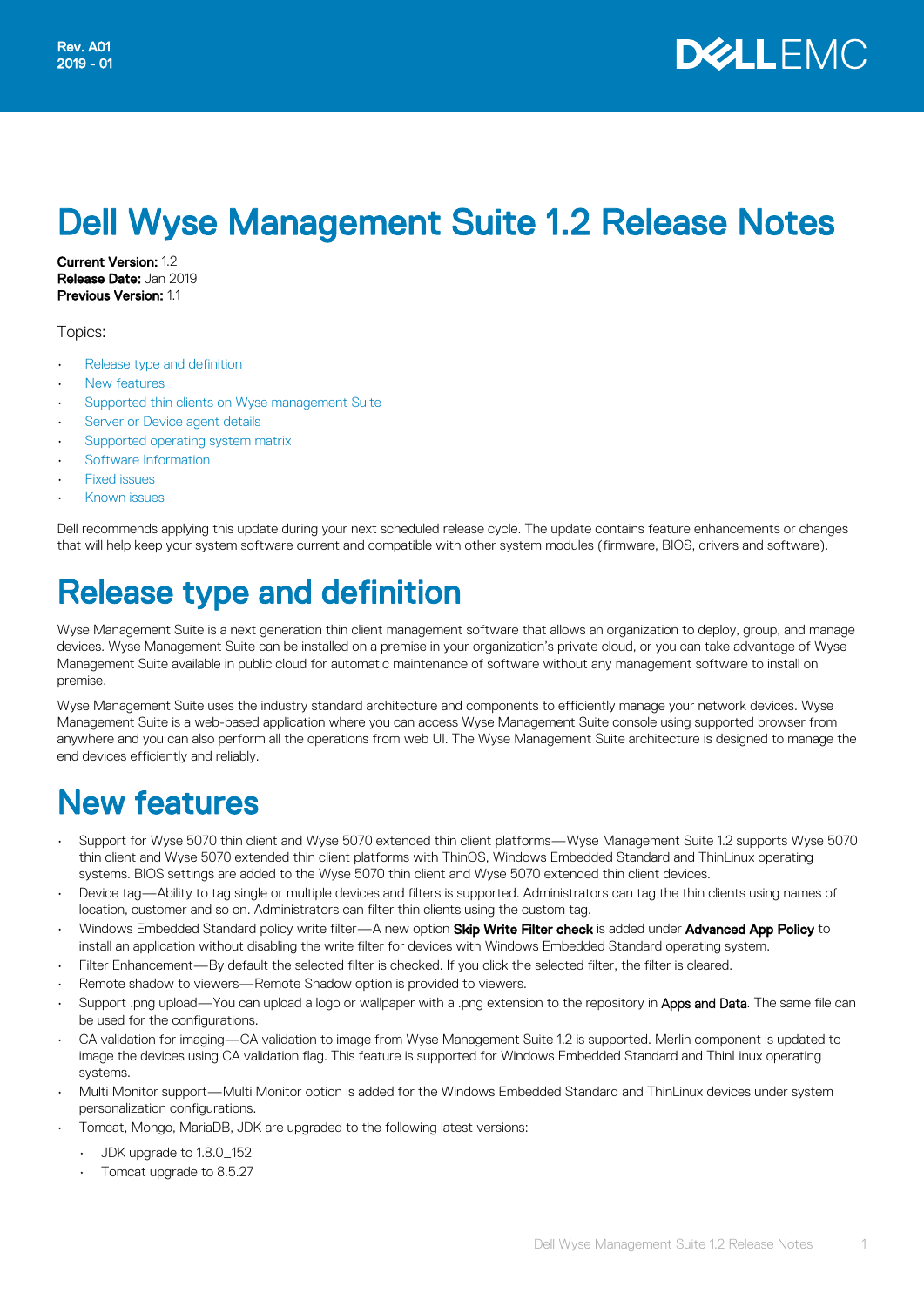Rev. A01
2019 - 01

# Dell Wyse Management Suite 1.2 Release Notes

**Current Version:** 1.2
**Release Date:** Jan 2019
**Previous Version:** 1.1

Topics:

- Release type and definition
- New features
- Supported thin clients on Wyse management Suite
- Server or Device agent details
- Supported operating system matrix
- Software Information
- Fixed issues
- Known issues

Dell recommends applying this update during your next scheduled release cycle. The update contains feature enhancements or changes that will help keep your system software current and compatible with other system modules (firmware, BIOS, drivers and software).

# Release type and definition

Wyse Management Suite is a next generation thin client management software that allows an organization to deploy, group, and manage devices. Wyse Management Suite can be installed on a premise in your organization's private cloud, or you can take advantage of Wyse Management Suite available in public cloud for automatic maintenance of software without any management software to install on premise.

Wyse Management Suite uses the industry standard architecture and components to efficiently manage your network devices. Wyse Management Suite is a web-based application where you can access Wyse Management Suite console using supported browser from anywhere and you can also perform all the operations from web UI. The Wyse Management Suite architecture is designed to manage the end devices efficiently and reliably.

# New features

- Support for Wyse 5070 thin client and Wyse 5070 extended thin client platforms—Wyse Management Suite 1.2 supports Wyse 5070 thin client and Wyse 5070 extended thin client platforms with ThinOS, Windows Embedded Standard and ThinLinux operating systems. BIOS settings are added to the Wyse 5070 thin client and Wyse 5070 extended thin client devices.
- Device tag—Ability to tag single or multiple devices and filters is supported. Administrators can tag the thin clients using names of location, customer and so on. Administrators can filter thin clients using the custom tag.
- Windows Embedded Standard policy write filter—A new option **Skip Write Filter check** is added under **Advanced App Policy** to install an application without disabling the write filter for devices with Windows Embedded Standard operating system.
- Filter Enhancement—By default the selected filter is checked. If you click the selected filter, the filter is cleared.
- Remote shadow to viewers—Remote Shadow option is provided to viewers.
- Support .png upload—You can upload a logo or wallpaper with a .png extension to the repository in Apps and Data. The same file can be used for the configurations.
- CA validation for imaging—CA validation to image from Wyse Management Suite 1.2 is supported. Merlin component is updated to image the devices using CA validation flag. This feature is supported for Windows Embedded Standard and ThinLinux operating systems.
- Multi Monitor support—Multi Monitor option is added for the Windows Embedded Standard and ThinLinux devices under system personalization configurations.
- Tomcat, Mongo, MariaDB, JDK are upgraded to the following latest versions:
  - JDK upgrade to 1.8.0_152
  - Tomcat upgrade to 8.5.27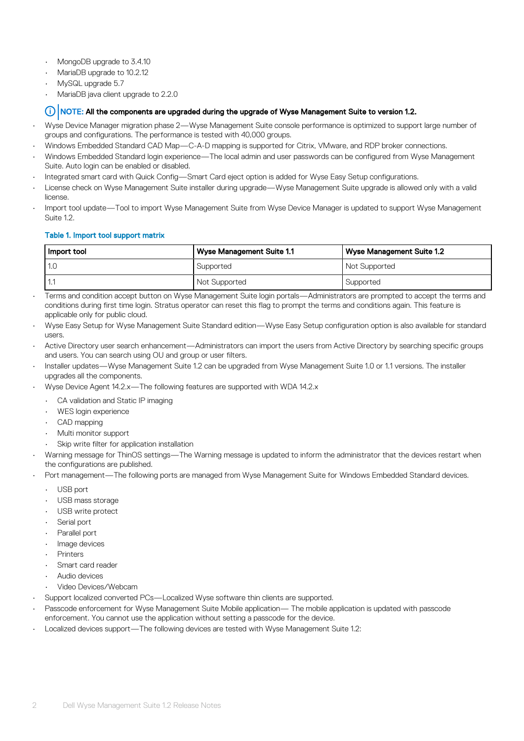- MongoDB upgrade to 3.4.10
- MariaDB upgrade to 10.2.12
- MySQL upgrade 5.7
- MariaDB java client upgrade to 2.2.0

**NOTE: All the components are upgraded during the upgrade of Wyse Management Suite to version 1.2.**

- Wyse Device Manager migration phase 2—Wyse Management Suite console performance is optimized to support large number of groups and configurations. The performance is tested with 40,000 groups.
- Windows Embedded Standard CAD Map—C-A-D mapping is supported for Citrix, VMware, and RDP broker connections.
- Windows Embedded Standard login experience—The local admin and user passwords can be configured from Wyse Management Suite. Auto login can be enabled or disabled.
- Integrated smart card with Quick Config—Smart Card eject option is added for Wyse Easy Setup configurations.
- License check on Wyse Management Suite installer during upgrade—Wyse Management Suite upgrade is allowed only with a valid license.
- Import tool update—Tool to import Wyse Management Suite from Wyse Device Manager is updated to support Wyse Management Suite 1.2.

**Table 1. Import tool support matrix**

| Import tool | Wyse Management Suite 1.1 | Wyse Management Suite 1.2 |
| --- | --- | --- |
| 1.0 | Supported | Not Supported |
| 1.1 | Not Supported | Supported |

- Terms and condition accept button on Wyse Management Suite login portals—Administrators are prompted to accept the terms and conditions during first time login. Stratus operator can reset this flag to prompt the terms and conditions again. This feature is applicable only for public cloud.
- Wyse Easy Setup for Wyse Management Suite Standard edition—Wyse Easy Setup configuration option is also available for standard users.
- Active Directory user search enhancement—Administrators can import the users from Active Directory by searching specific groups and users. You can search using OU and group or user filters.
- Installer updates—Wyse Management Suite 1.2 can be upgraded from Wyse Management Suite 1.0 or 1.1 versions. The installer upgrades all the components.
- Wyse Device Agent 14.2.x—The following features are supported with WDA 14.2.x
  - CA validation and Static IP imaging
  - WES login experience
  - CAD mapping
  - Multi monitor support
  - Skip write filter for application installation
- Warning message for ThinOS settings—The Warning message is updated to inform the administrator that the devices restart when the configurations are published.
- Port management—The following ports are managed from Wyse Management Suite for Windows Embedded Standard devices.
  - USB port
  - USB mass storage
  - USB write protect
  - Serial port
  - Parallel port
  - Image devices
  - Printers
  - Smart card reader
  - Audio devices
  - Video Devices/Webcam
- Support localized converted PCs—Localized Wyse software thin clients are supported.
- Passcode enforcement for Wyse Management Suite Mobile application— The mobile application is updated with passcode enforcement. You cannot use the application without setting a passcode for the device.
- Localized devices support—The following devices are tested with Wyse Management Suite 1.2: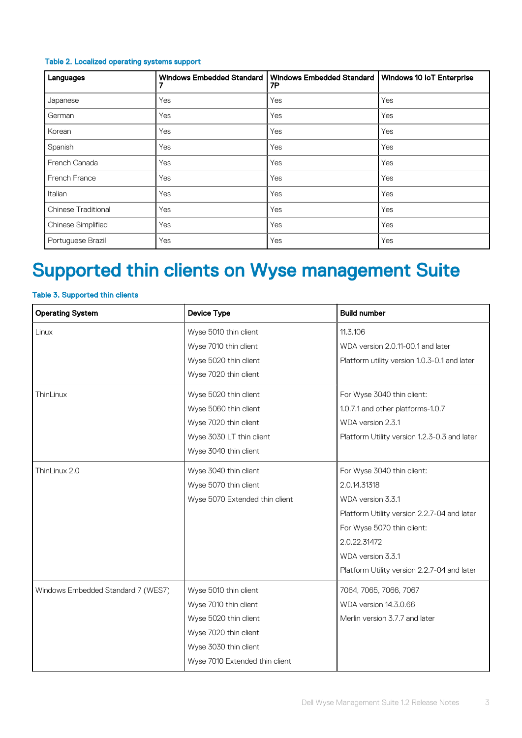**Table 2. Localized operating systems support**

| Languages | Windows Embedded Standard 7 | Windows Embedded Standard 7P | Windows 10 IoT Enterprise |
| --- | --- | --- | --- |
| Japanese | Yes | Yes | Yes |
| German | Yes | Yes | Yes |
| Korean | Yes | Yes | Yes |
| Spanish | Yes | Yes | Yes |
| French Canada | Yes | Yes | Yes |
| French France | Yes | Yes | Yes |
| Italian | Yes | Yes | Yes |
| Chinese Traditional | Yes | Yes | Yes |
| Chinese Simplified | Yes | Yes | Yes |
| Portuguese Brazil | Yes | Yes | Yes |

# Supported thin clients on Wyse management Suite

**Table 3. Supported thin clients**

| Operating System | Device Type | Build number |
| --- | --- | --- |
| Linux | Wyse 5010 thin client<br>Wyse 7010 thin client<br>Wyse 5020 thin client<br>Wyse 7020 thin client | 11.3.106<br>WDA version 2.0.11-00.1 and later<br>Platform utility version 1.0.3-0.1 and later |
| ThinLinux | Wyse 5020 thin client<br>Wyse 5060 thin client<br>Wyse 7020 thin client<br>Wyse 3030 LT thin client<br>Wyse 3040 thin client | For Wyse 3040 thin client:<br>1.0.7.1 and other platforms-1.0.7<br>WDA version 2.3.1<br>Platform Utility version 1.2.3-0.3 and later |
| ThinLinux 2.0 | Wyse 3040 thin client<br>Wyse 5070 thin client<br>Wyse 5070 Extended thin client | For Wyse 3040 thin client:<br>2.0.14.31318<br>WDA version 3.3.1<br>Platform Utility version 2.2.7-04 and later<br>For Wyse 5070 thin client:<br>2.0.22.31472<br>WDA version 3.3.1<br>Platform Utility version 2.2.7-04 and later |
| Windows Embedded Standard 7 (WES7) | Wyse 5010 thin client<br>Wyse 7010 thin client<br>Wyse 5020 thin client<br>Wyse 7020 thin client<br>Wyse 3030 thin client<br>Wyse 7010 Extended thin client | 7064, 7065, 7066, 7067<br>WDA version 14.3.0.66<br>Merlin version 3.7.7 and later |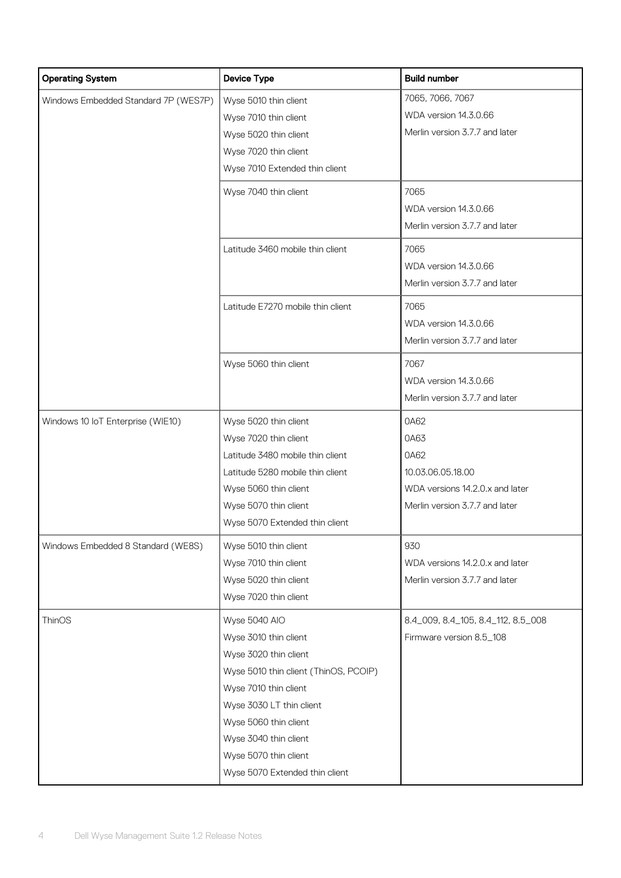| Operating System | Device Type | Build number |
| --- | --- | --- |
| Windows Embedded Standard 7P (WES7P) | Wyse 5010 thin client<br>Wyse 7010 thin client<br>Wyse 5020 thin client<br>Wyse 7020 thin client<br>Wyse 7010 Extended thin client | 7065, 7066, 7067<br>WDA version 14.3.0.66<br>Merlin version 3.7.7 and later |
| | Wyse 7040 thin client | 7065<br>WDA version 14.3.0.66<br>Merlin version 3.7.7 and later |
| | Latitude 3460 mobile thin client | 7065<br>WDA version 14.3.0.66<br>Merlin version 3.7.7 and later |
| | Latitude E7270 mobile thin client | 7065<br>WDA version 14.3.0.66<br>Merlin version 3.7.7 and later |
| | Wyse 5060 thin client | 7067<br>WDA version 14.3.0.66<br>Merlin version 3.7.7 and later |
| Windows 10 IoT Enterprise (WIE10) | Wyse 5020 thin client<br>Wyse 7020 thin client<br>Latitude 3480 mobile thin client<br>Latitude 5280 mobile thin client<br>Wyse 5060 thin client<br>Wyse 5070 thin client<br>Wyse 5070 Extended thin client | 0A62<br>0A63<br>0A62<br>10.03.06.05.18.00<br>WDA versions 14.2.0.x and later<br>Merlin version 3.7.7 and later |
| Windows Embedded 8 Standard (WE8S) | Wyse 5010 thin client<br>Wyse 7010 thin client<br>Wyse 5020 thin client<br>Wyse 7020 thin client | 930<br>WDA versions 14.2.0.x and later<br>Merlin version 3.7.7 and later |
| ThinOS | Wyse 5040 AIO<br>Wyse 3010 thin client<br>Wyse 3020 thin client<br>Wyse 5010 thin client (ThinOS, PCOIP)<br>Wyse 7010 thin client<br>Wyse 3030 LT thin client<br>Wyse 5060 thin client<br>Wyse 3040 thin client<br>Wyse 5070 thin client<br>Wyse 5070 Extended thin client | 8.4_009, 8.4_105, 8.4_112, 8.5_008<br>Firmware version 8.5_108 |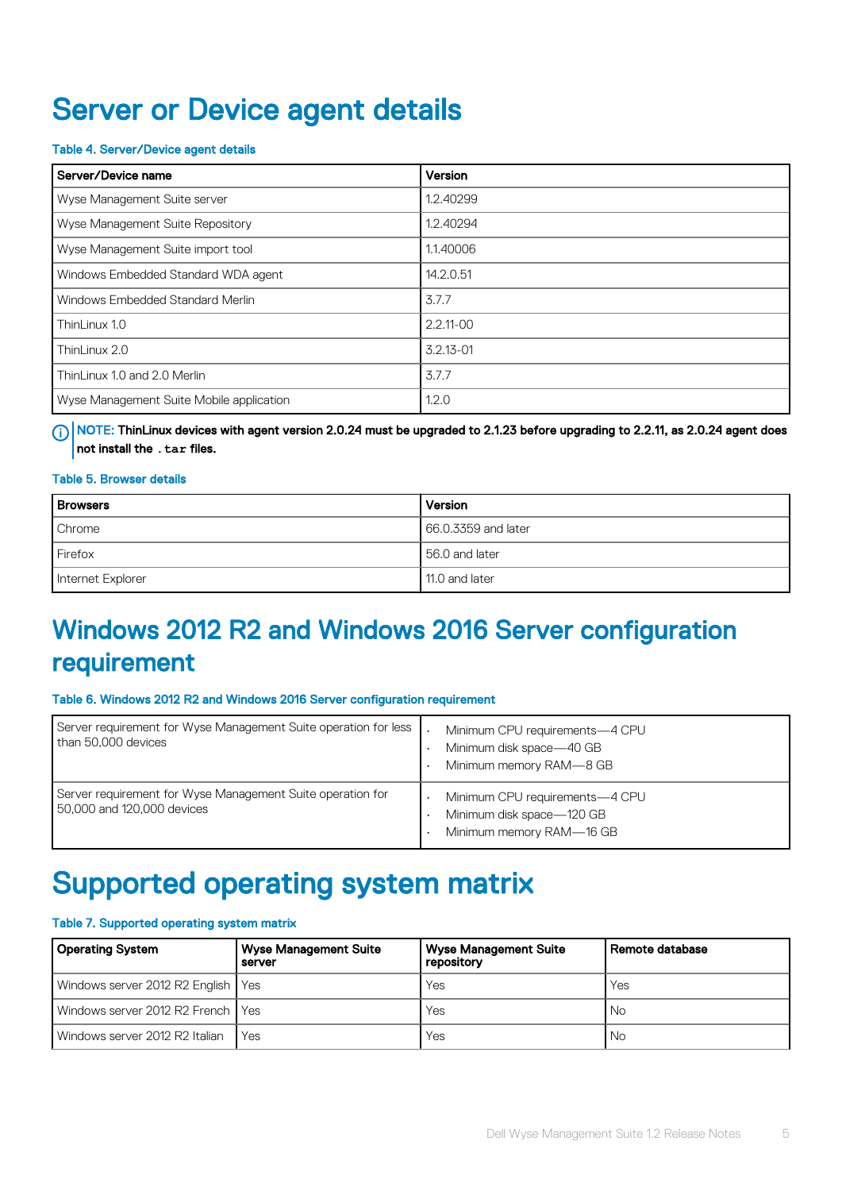# Server or Device agent details

**Table 4. Server/Device agent details**

| Server/Device name | Version |
|---|---|
| Wyse Management Suite server | 1.2.40299 |
| Wyse Management Suite Repository | 1.2.40294 |
| Wyse Management Suite import tool | 1.1.40006 |
| Windows Embedded Standard WDA agent | 14.2.0.51 |
| Windows Embedded Standard Merlin | 3.7.7 |
| ThinLinux 1.0 | 2.2.11-00 |
| ThinLinux 2.0 | 3.2.13-01 |
| ThinLinux 1.0 and 2.0 Merlin | 3.7.7 |
| Wyse Management Suite Mobile application | 1.2.0 |

**NOTE: ThinLinux devices with agent version 2.0.24 must be upgraded to 2.1.23 before upgrading to 2.2.11, as 2.0.24 agent does not install the `.tar` files.**

**Table 5. Browser details**

| Browsers | Version |
|---|---|
| Chrome | 66.0.3359 and later |
| Firefox | 56.0 and later |
| Internet Explorer | 11.0 and later |

# Windows 2012 R2 and Windows 2016 Server configuration requirement

**Table 6. Windows 2012 R2 and Windows 2016 Server configuration requirement**

| | |
|---|---|
| Server requirement for Wyse Management Suite operation for less than 50,000 devices | • Minimum CPU requirements—4 CPU<br>• Minimum disk space—40 GB<br>• Minimum memory RAM—8 GB |
| Server requirement for Wyse Management Suite operation for 50,000 and 120,000 devices | • Minimum CPU requirements—4 CPU<br>• Minimum disk space—120 GB<br>• Minimum memory RAM—16 GB |

# Supported operating system matrix

**Table 7. Supported operating system matrix**

| Operating System | Wyse Management Suite server | Wyse Management Suite repository | Remote database |
|---|---|---|---|
| Windows server 2012 R2 English | Yes | Yes | Yes |
| Windows server 2012 R2 French | Yes | Yes | No |
| Windows server 2012 R2 Italian | Yes | Yes | No |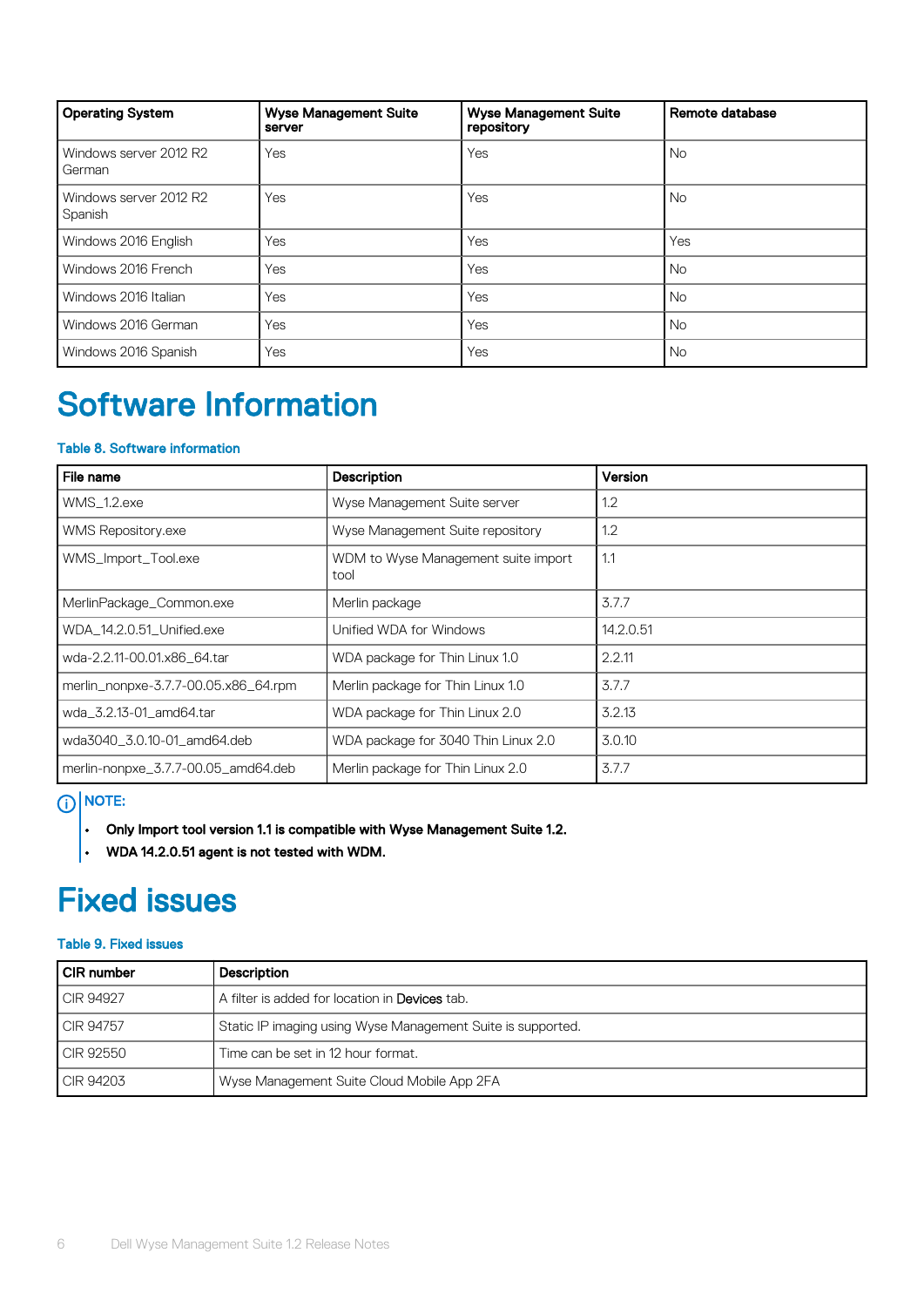| Operating System | Wyse Management Suite server | Wyse Management Suite repository | Remote database |
|---|---|---|---|
| Windows server 2012 R2 German | Yes | Yes | No |
| Windows server 2012 R2 Spanish | Yes | Yes | No |
| Windows 2016 English | Yes | Yes | Yes |
| Windows 2016 French | Yes | Yes | No |
| Windows 2016 Italian | Yes | Yes | No |
| Windows 2016 German | Yes | Yes | No |
| Windows 2016 Spanish | Yes | Yes | No |

# Software Information

**Table 8. Software information**

| File name | Description | Version |
|---|---|---|
| WMS_1.2.exe | Wyse Management Suite server | 1.2 |
| WMS Repository.exe | Wyse Management Suite repository | 1.2 |
| WMS_Import_Tool.exe | WDM to Wyse Management suite import tool | 1.1 |
| MerlinPackage_Common.exe | Merlin package | 3.7.7 |
| WDA_14.2.0.51_Unified.exe | Unified WDA for Windows | 14.2.0.51 |
| wda-2.2.11-00.01.x86_64.tar | WDA package for Thin Linux 1.0 | 2.2.11 |
| merlin_nonpxe-3.7.7-00.05.x86_64.rpm | Merlin package for Thin Linux 1.0 | 3.7.7 |
| wda_3.2.13-01_amd64.tar | WDA package for Thin Linux 2.0 | 3.2.13 |
| wda3040_3.0.10-01_amd64.deb | WDA package for 3040 Thin Linux 2.0 | 3.0.10 |
| merlin-nonpxe_3.7.7-00.05_amd64.deb | Merlin package for Thin Linux 2.0 | 3.7.7 |

NOTE:

- **Only Import tool version 1.1 is compatible with Wyse Management Suite 1.2.**
- **WDA 14.2.0.51 agent is not tested with WDM.**

# Fixed issues

**Table 9. Fixed issues**

| CIR number | Description |
|---|---|
| CIR 94927 | A filter is added for location in **Devices** tab. |
| CIR 94757 | Static IP imaging using Wyse Management Suite is supported. |
| CIR 92550 | Time can be set in 12 hour format. |
| CIR 94203 | Wyse Management Suite Cloud Mobile App 2FA |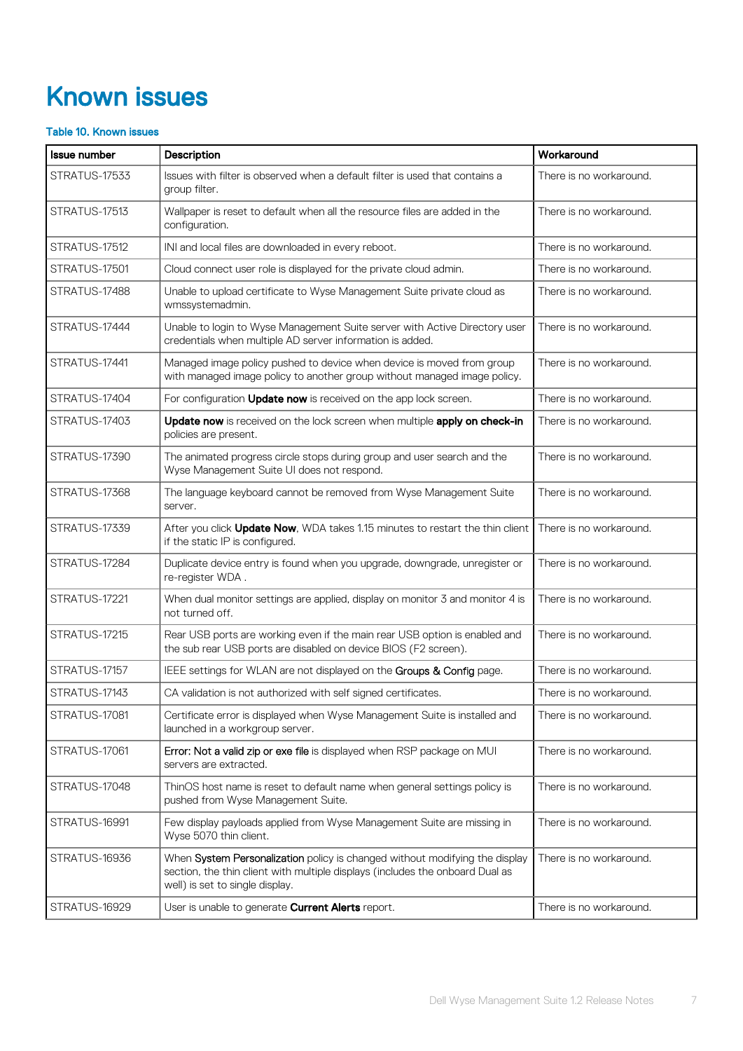# Known issues

**Table 10. Known issues**

| Issue number | Description | Workaround |
| --- | --- | --- |
| STRATUS-17533 | Issues with filter is observed when a default filter is used that contains a group filter. | There is no workaround. |
| STRATUS-17513 | Wallpaper is reset to default when all the resource files are added in the configuration. | There is no workaround. |
| STRATUS-17512 | INI and local files are downloaded in every reboot. | There is no workaround. |
| STRATUS-17501 | Cloud connect user role is displayed for the private cloud admin. | There is no workaround. |
| STRATUS-17488 | Unable to upload certificate to Wyse Management Suite private cloud as wmssystemadmin. | There is no workaround. |
| STRATUS-17444 | Unable to login to Wyse Management Suite server with Active Directory user credentials when multiple AD server information is added. | There is no workaround. |
| STRATUS-17441 | Managed image policy pushed to device when device is moved from group with managed image policy to another group without managed image policy. | There is no workaround. |
| STRATUS-17404 | For configuration **Update now** is received on the app lock screen. | There is no workaround. |
| STRATUS-17403 | **Update now** is received on the lock screen when multiple **apply on check-in** policies are present. | There is no workaround. |
| STRATUS-17390 | The animated progress circle stops during group and user search and the Wyse Management Suite UI does not respond. | There is no workaround. |
| STRATUS-17368 | The language keyboard cannot be removed from Wyse Management Suite server. | There is no workaround. |
| STRATUS-17339 | After you click **Update Now**, WDA takes 1.15 minutes to restart the thin client if the static IP is configured. | There is no workaround. |
| STRATUS-17284 | Duplicate device entry is found when you upgrade, downgrade, unregister or re-register WDA . | There is no workaround. |
| STRATUS-17221 | When dual monitor settings are applied, display on monitor 3 and monitor 4 is not turned off. | There is no workaround. |
| STRATUS-17215 | Rear USB ports are working even if the main rear USB option is enabled and the sub rear USB ports are disabled on device BIOS (F2 screen). | There is no workaround. |
| STRATUS-17157 | IEEE settings for WLAN are not displayed on the Groups & Config page. | There is no workaround. |
| STRATUS-17143 | CA validation is not authorized with self signed certificates. | There is no workaround. |
| STRATUS-17081 | Certificate error is displayed when Wyse Management Suite is installed and launched in a workgroup server. | There is no workaround. |
| STRATUS-17061 | Error: Not a valid zip or exe file is displayed when RSP package on MUI servers are extracted. | There is no workaround. |
| STRATUS-17048 | ThinOS host name is reset to default name when general settings policy is pushed from Wyse Management Suite. | There is no workaround. |
| STRATUS-16991 | Few display payloads applied from Wyse Management Suite are missing in Wyse 5070 thin client. | There is no workaround. |
| STRATUS-16936 | When System Personalization policy is changed without modifying the display section, the thin client with multiple displays (includes the onboard Dual as well) is set to single display. | There is no workaround. |
| STRATUS-16929 | User is unable to generate **Current Alerts** report. | There is no workaround. |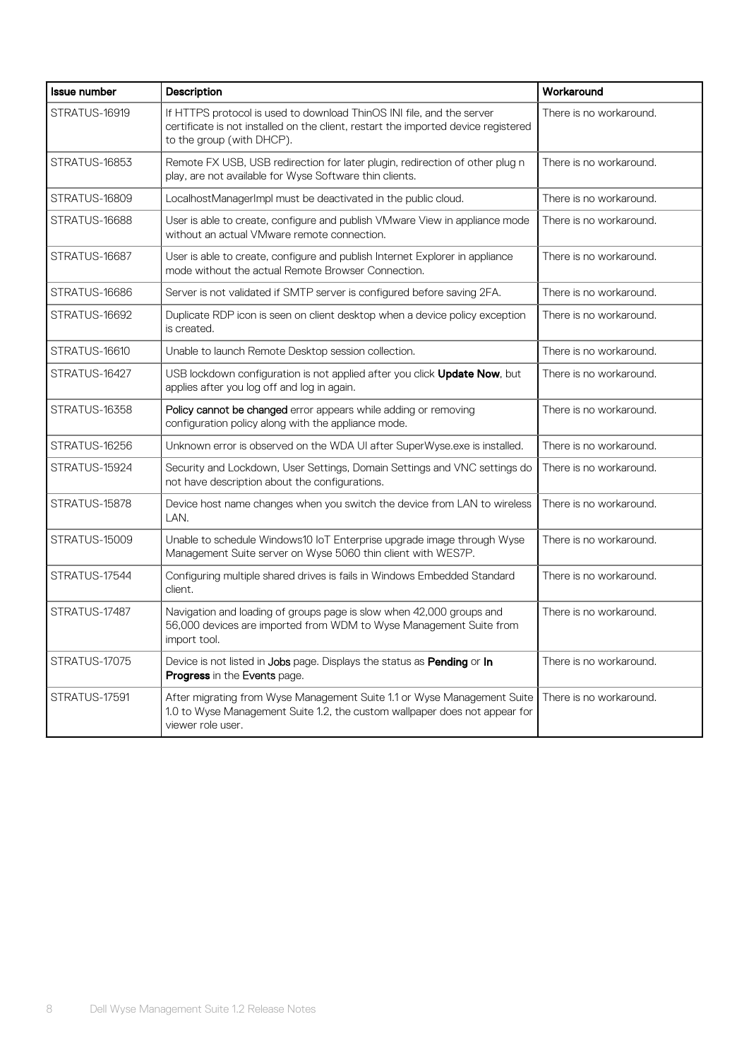| Issue number | Description | Workaround |
|---|---|---|
| STRATUS-16919 | If HTTPS protocol is used to download ThinOS INI file, and the server certificate is not installed on the client, restart the imported device registered to the group (with DHCP). | There is no workaround. |
| STRATUS-16853 | Remote FX USB, USB redirection for later plugin, redirection of other plug n play, are not available for Wyse Software thin clients. | There is no workaround. |
| STRATUS-16809 | LocalhostManagerImpl must be deactivated in the public cloud. | There is no workaround. |
| STRATUS-16688 | User is able to create, configure and publish VMware View in appliance mode without an actual VMware remote connection. | There is no workaround. |
| STRATUS-16687 | User is able to create, configure and publish Internet Explorer in appliance mode without the actual Remote Browser Connection. | There is no workaround. |
| STRATUS-16686 | Server is not validated if SMTP server is configured before saving 2FA. | There is no workaround. |
| STRATUS-16692 | Duplicate RDP icon is seen on client desktop when a device policy exception is created. | There is no workaround. |
| STRATUS-16610 | Unable to launch Remote Desktop session collection. | There is no workaround. |
| STRATUS-16427 | USB lockdown configuration is not applied after you click **Update Now**, but applies after you log off and log in again. | There is no workaround. |
| STRATUS-16358 | **Policy cannot be changed** error appears while adding or removing configuration policy along with the appliance mode. | There is no workaround. |
| STRATUS-16256 | Unknown error is observed on the WDA UI after SuperWyse.exe is installed. | There is no workaround. |
| STRATUS-15924 | Security and Lockdown, User Settings, Domain Settings and VNC settings do not have description about the configurations. | There is no workaround. |
| STRATUS-15878 | Device host name changes when you switch the device from LAN to wireless LAN. | There is no workaround. |
| STRATUS-15009 | Unable to schedule Windows10 IoT Enterprise upgrade image through Wyse Management Suite server on Wyse 5060 thin client with WES7P. | There is no workaround. |
| STRATUS-17544 | Configuring multiple shared drives is fails in Windows Embedded Standard client. | There is no workaround. |
| STRATUS-17487 | Navigation and loading of groups page is slow when 42,000 groups and 56,000 devices are imported from WDM to Wyse Management Suite from import tool. | There is no workaround. |
| STRATUS-17075 | Device is not listed in **Jobs** page. Displays the status as **Pending** or **In Progress** in the **Events** page. | There is no workaround. |
| STRATUS-17591 | After migrating from Wyse Management Suite 1.1 or Wyse Management Suite 1.0 to Wyse Management Suite 1.2, the custom wallpaper does not appear for viewer role user. | There is no workaround. |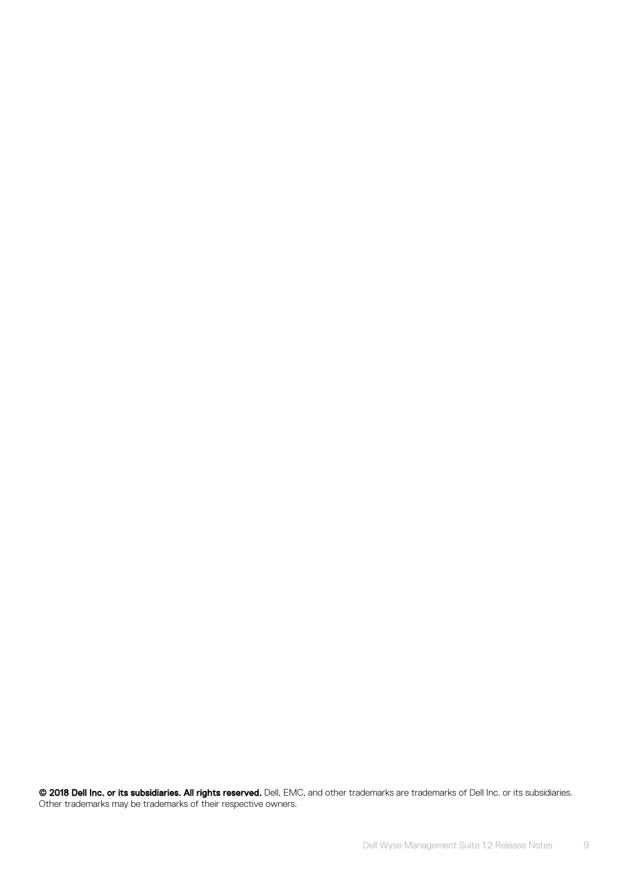**© 2018 Dell Inc. or its subsidiaries. All rights reserved.** Dell, EMC, and other trademarks are trademarks of Dell Inc. or its subsidiaries. Other trademarks may be trademarks of their respective owners.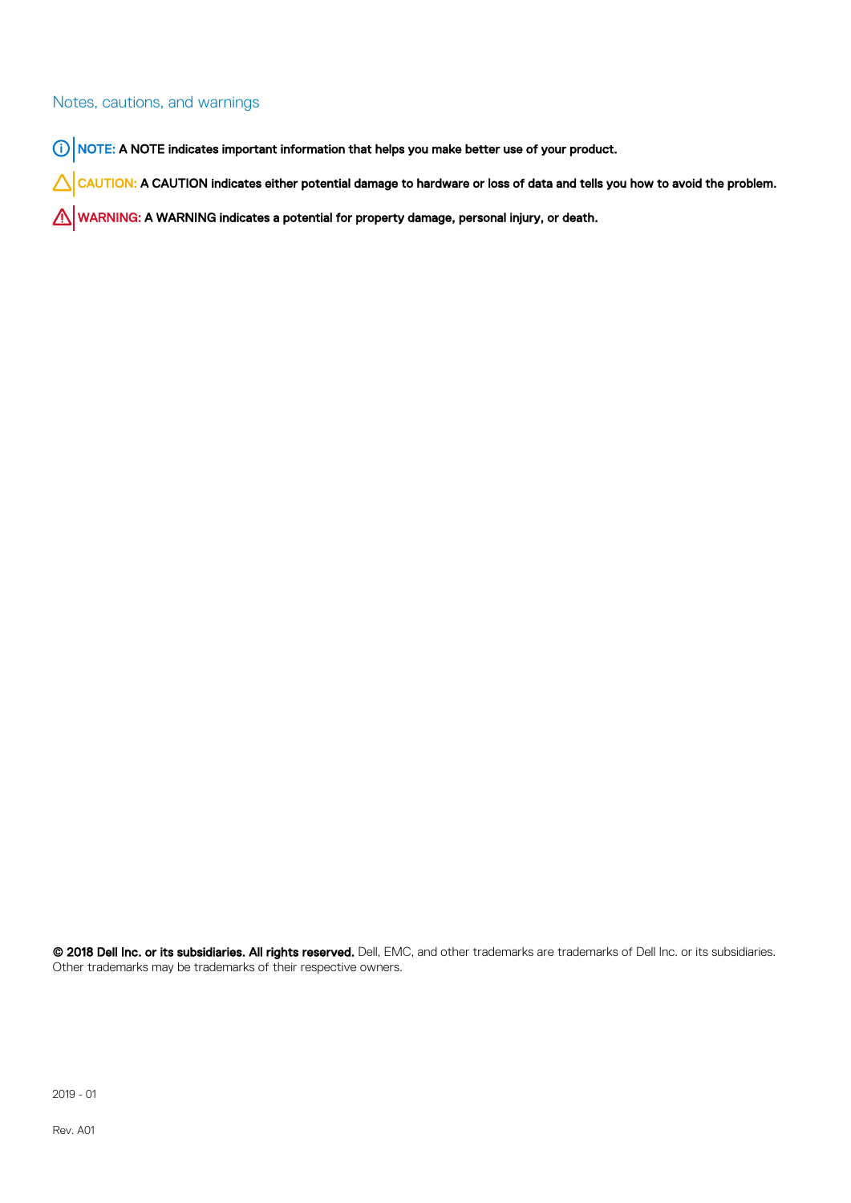## Notes, cautions, and warnings

**NOTE: A NOTE indicates important information that helps you make better use of your product.**

**CAUTION: A CAUTION indicates either potential damage to hardware or loss of data and tells you how to avoid the problem.**

**WARNING: A WARNING indicates a potential for property damage, personal injury, or death.**

**© 2018 Dell Inc. or its subsidiaries. All rights reserved.** Dell, EMC, and other trademarks are trademarks of Dell Inc. or its subsidiaries. Other trademarks may be trademarks of their respective owners.

2019 - 01

Rev. A01